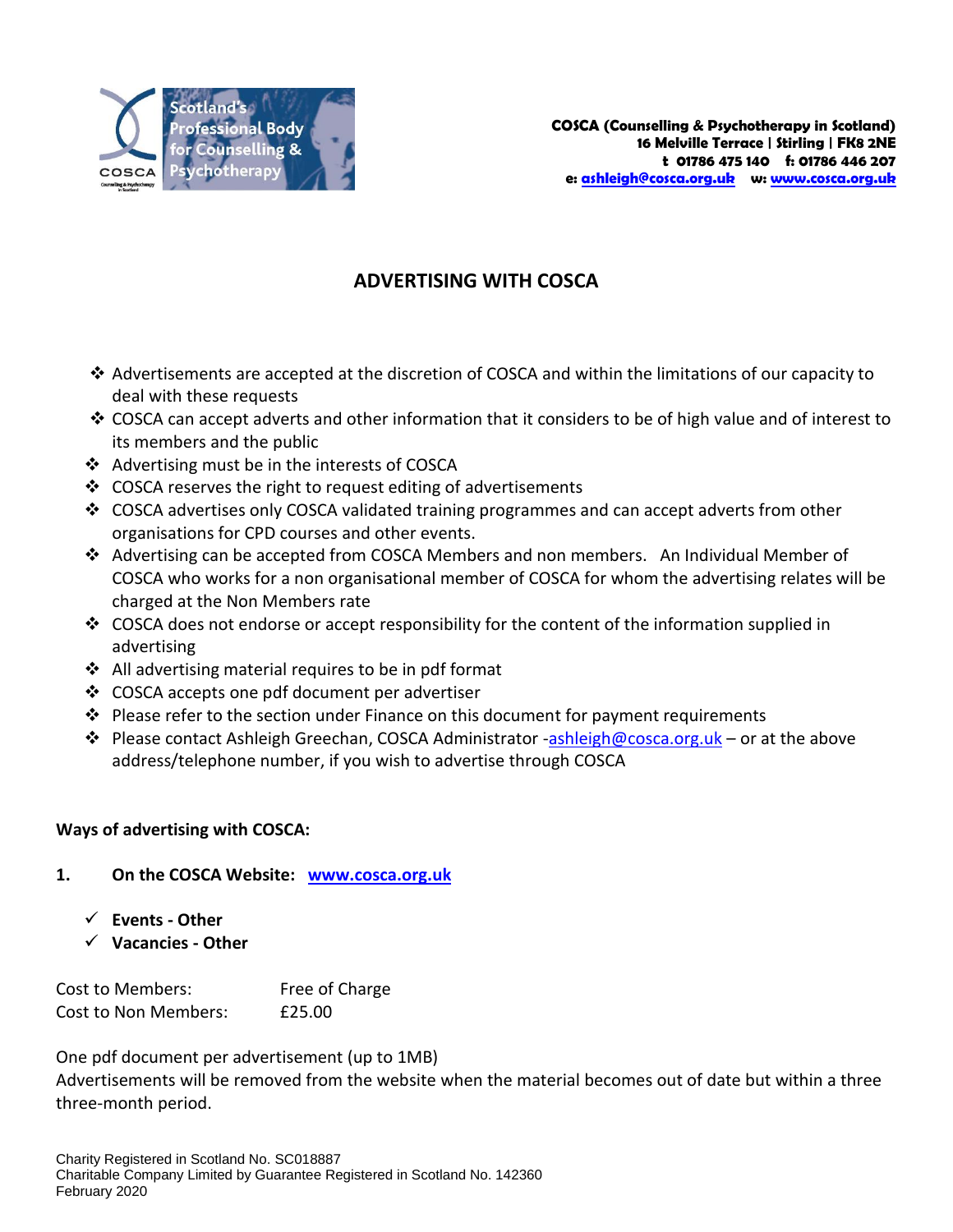Scotland's Professional Body for Counselling & Psychotherapy

**COSCA (Counselling & Psychotherapy in Scotland)**
**16 Melville Terrace | Stirling | FK8 2NE**
**t 01786 475 140 f: 01786 446 207**
**e: ashleigh@cosca.org.uk w: www.cosca.org.uk**

# ADVERTISING WITH COSCA

- Advertisements are accepted at the discretion of COSCA and within the limitations of our capacity to deal with these requests
- COSCA can accept adverts and other information that it considers to be of high value and of interest to its members and the public
- Advertising must be in the interests of COSCA
- COSCA reserves the right to request editing of advertisements
- COSCA advertises only COSCA validated training programmes and can accept adverts from other organisations for CPD courses and other events.
- Advertising can be accepted from COSCA Members and non members. An Individual Member of COSCA who works for a non organisational member of COSCA for whom the advertising relates will be charged at the Non Members rate
- COSCA does not endorse or accept responsibility for the content of the information supplied in advertising
- All advertising material requires to be in pdf format
- COSCA accepts one pdf document per advertiser
- Please refer to the section under Finance on this document for payment requirements
- Please contact Ashleigh Greechan, COSCA Administrator -ashleigh@cosca.org.uk – or at the above address/telephone number, if you wish to advertise through COSCA

**Ways of advertising with COSCA:**

**1. On the COSCA Website: www.cosca.org.uk**

- ✓ **Events - Other**
- ✓ **Vacancies - Other**

Cost to Members: Free of Charge
Cost to Non Members: £25.00

One pdf document per advertisement (up to 1MB)
Advertisements will be removed from the website when the material becomes out of date but within a three three-month period.

Charity Registered in Scotland No. SC018887
Charitable Company Limited by Guarantee Registered in Scotland No. 142360
February 2020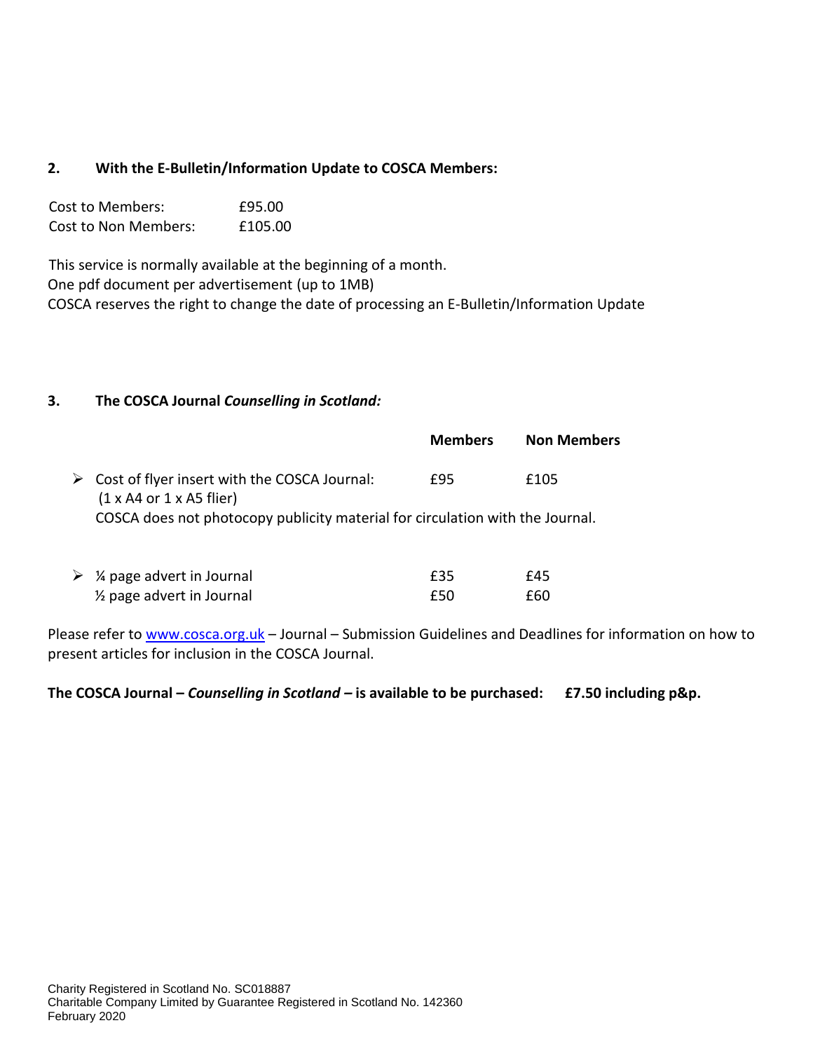## 2. With the E-Bulletin/Information Update to COSCA Members:

| | |
|---|---|
| Cost to Members: | £95.00 |
| Cost to Non Members: | £105.00 |

This service is normally available at the beginning of a month.
One pdf document per advertisement (up to 1MB)
COSCA reserves the right to change the date of processing an E-Bulletin/Information Update

## 3. The COSCA Journal *Counselling in Scotland:*

| | Members | Non Members |
|---|---|---|
| Cost of flyer insert with the COSCA Journal: (1 x A4 or 1 x A5 flier) | £95 | £105 |
| ¼ page advert in Journal | £35 | £45 |
| ½ page advert in Journal | £50 | £60 |

COSCA does not photocopy publicity material for circulation with the Journal.

Please refer to www.cosca.org.uk – Journal – Submission Guidelines and Deadlines for information on how to present articles for inclusion in the COSCA Journal.

**The COSCA Journal – *Counselling in Scotland* – is available to be purchased: £7.50 including p&p.**

Charity Registered in Scotland No. SC018887
Charitable Company Limited by Guarantee Registered in Scotland No. 142360
February 2020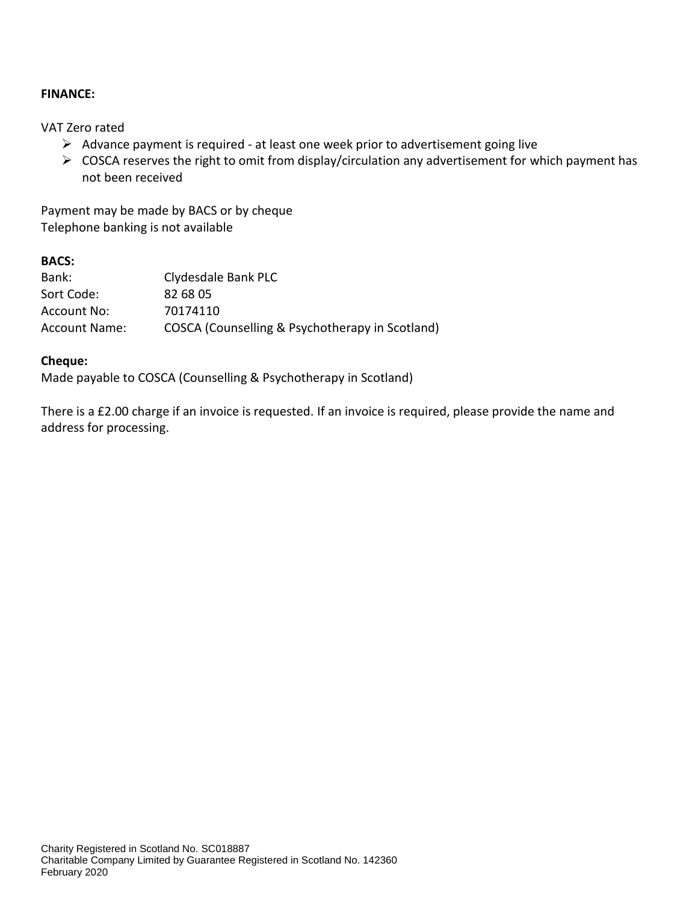**FINANCE:**

VAT Zero rated

- Advance payment is required - at least one week prior to advertisement going live
- COSCA reserves the right to omit from display/circulation any advertisement for which payment has not been received

Payment may be made by BACS or by cheque
Telephone banking is not available

**BACS:**

| | |
|---|---|
| Bank: | Clydesdale Bank PLC |
| Sort Code: | 82 68 05 |
| Account No: | 70174110 |
| Account Name: | COSCA (Counselling & Psychotherapy in Scotland) |

**Cheque:**
Made payable to COSCA (Counselling & Psychotherapy in Scotland)

There is a £2.00 charge if an invoice is requested. If an invoice is required, please provide the name and address for processing.